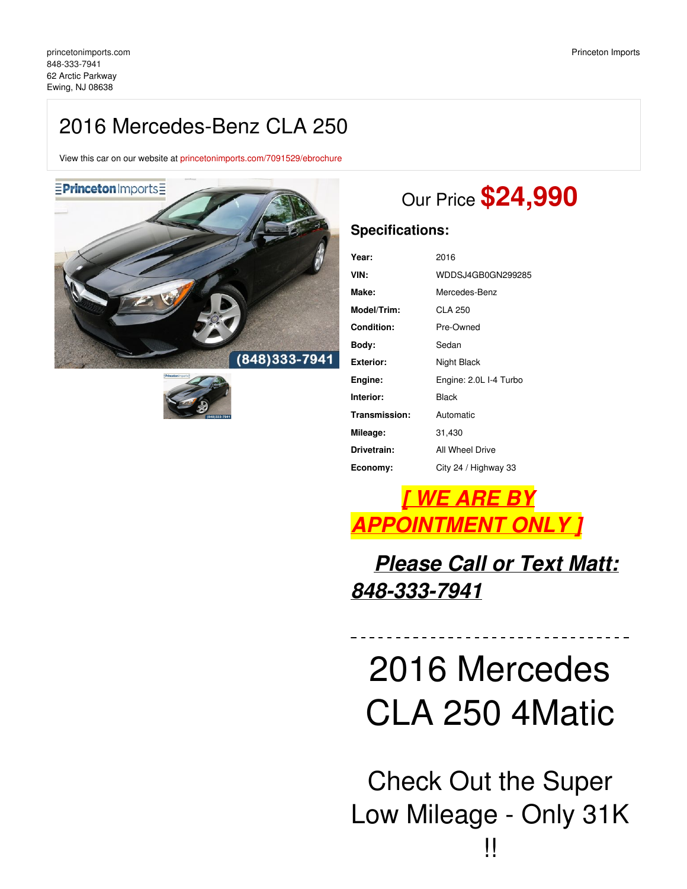princetonimports.com
848-333-7941
62 Arctic Parkway
Ewing, NJ 08638

Princeton Imports

# 2016 Mercedes-Benz CLA 250

View this car on our website at princetonimports.com/7091529/ebrochure

Our Price **$24,990**

## Specifications:

| | |
|---|---|
| **Year:** | 2016 |
| **VIN:** | WDDSJ4GB0GN299285 |
| **Make:** | Mercedes-Benz |
| **Model/Trim:** | CLA 250 |
| **Condition:** | Pre-Owned |
| **Body:** | Sedan |
| **Exterior:** | Night Black |
| **Engine:** | Engine: 2.0L I-4 Turbo |
| **Interior:** | Black |
| **Transmission:** | Automatic |
| **Mileage:** | 31,430 |
| **Drivetrain:** | All Wheel Drive |
| **Economy:** | City 24 / Highway 33 |

***[ WE ARE BY APPOINTMENT ONLY ]***

***Please Call or Text Matt: 848-333-7941***

- - - - - - - - - - - - - - - - - - - - - - - - - - - - - - - -

# 2016 Mercedes CLA 250 4Matic

## Check Out the Super Low Mileage - Only 31K !!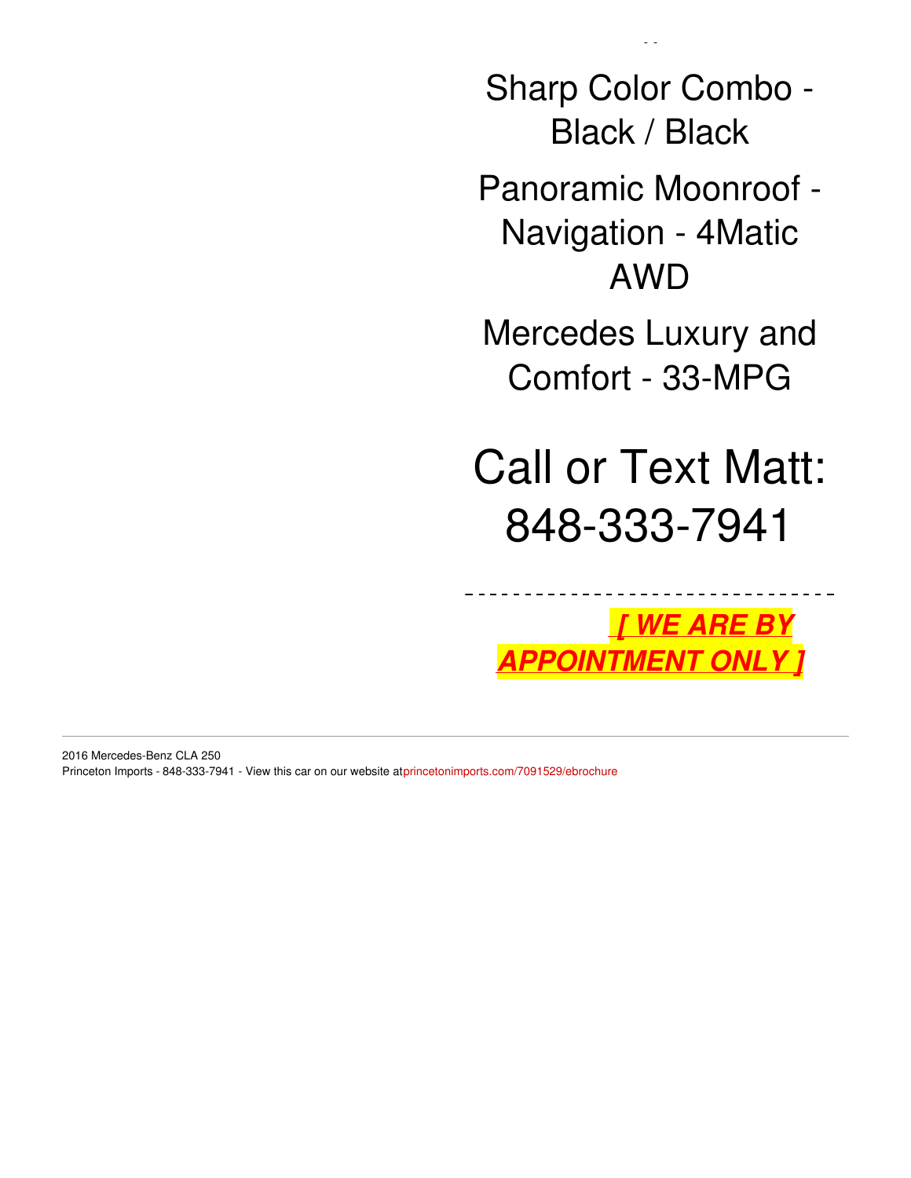Sharp Color Combo - Black / Black

Panoramic Moonroof - Navigation - 4Matic AWD

Mercedes Luxury and Comfort - 33-MPG

# Call or Text Matt: 848-333-7941

- - - - - - - - - - - - - - - - - - - - - - - - - - - - - - - -

***[ WE ARE BY APPOINTMENT ONLY ]***

---

2016 Mercedes-Benz CLA 250
Princeton Imports - 848-333-7941 - View this car on our website atprincetonimports.com/7091529/ebrochure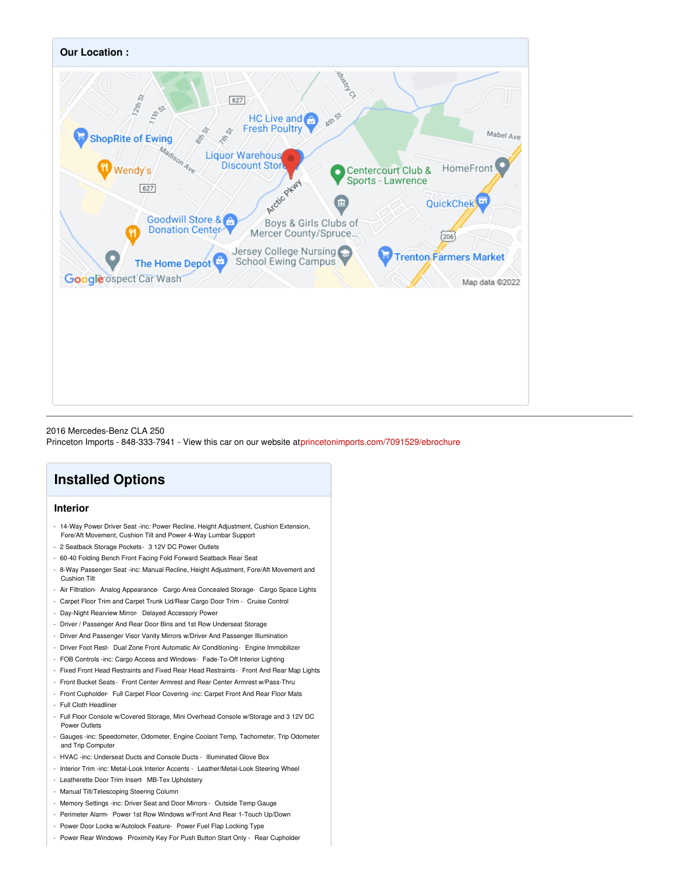## Our Location :

2016 Mercedes-Benz CLA 250
Princeton Imports - 848-333-7941 - View this car on our website at princetonimports.com/7091529/ebrochure

# Installed Options

## Interior

- 14-Way Power Driver Seat -inc: Power Recline, Height Adjustment, Cushion Extension, Fore/Aft Movement, Cushion Tilt and Power 4-Way Lumbar Support
- 2 Seatback Storage Pockets- 3 12V DC Power Outlets
- 60-40 Folding Bench Front Facing Fold Forward Seatback Rear Seat
- 8-Way Passenger Seat -inc: Manual Recline, Height Adjustment, Fore/Aft Movement and Cushion Tilt
- Air Filtration- Analog Appearance- Cargo Area Concealed Storage- Cargo Space Lights
- Carpet Floor Trim and Carpet Trunk Lid/Rear Cargo Door Trim - Cruise Control
- Day-Night Rearview Mirror- Delayed Accessory Power
- Driver / Passenger And Rear Door Bins and 1st Row Underseat Storage
- Driver And Passenger Visor Vanity Mirrors w/Driver And Passenger Illumination
- Driver Foot Rest- Dual Zone Front Automatic Air Conditioning- Engine Immobilizer
- FOB Controls -inc: Cargo Access and Windows- Fade-To-Off Interior Lighting
- Fixed Front Head Restraints and Fixed Rear Head Restraints - Front And Rear Map Lights
- Front Bucket Seats- Front Center Armrest and Rear Center Armrest w/Pass-Thru
- Front Cupholder- Full Carpet Floor Covering -inc: Carpet Front And Rear Floor Mats
- Full Cloth Headliner
- Full Floor Console w/Covered Storage, Mini Overhead Console w/Storage and 3 12V DC Power Outlets
- Gauges -inc: Speedometer, Odometer, Engine Coolant Temp, Tachometer, Trip Odometer and Trip Computer
- HVAC -inc: Underseat Ducts and Console Ducts - Illuminated Glove Box
- Interior Trim -inc: Metal-Look Interior Accents - Leather/Metal-Look Steering Wheel
- Leatherette Door Trim Insert- MB-Tex Upholstery
- Manual Tilt/Telescoping Steering Column
- Memory Settings -inc: Driver Seat and Door Mirrors - Outside Temp Gauge
- Perimeter Alarm- Power 1st Row Windows w/Front And Rear 1-Touch Up/Down
- Power Door Locks w/Autolock Feature- Power Fuel Flap Locking Type
- Power Rear Windows- Proximity Key For Push Button Start Only - Rear Cupholder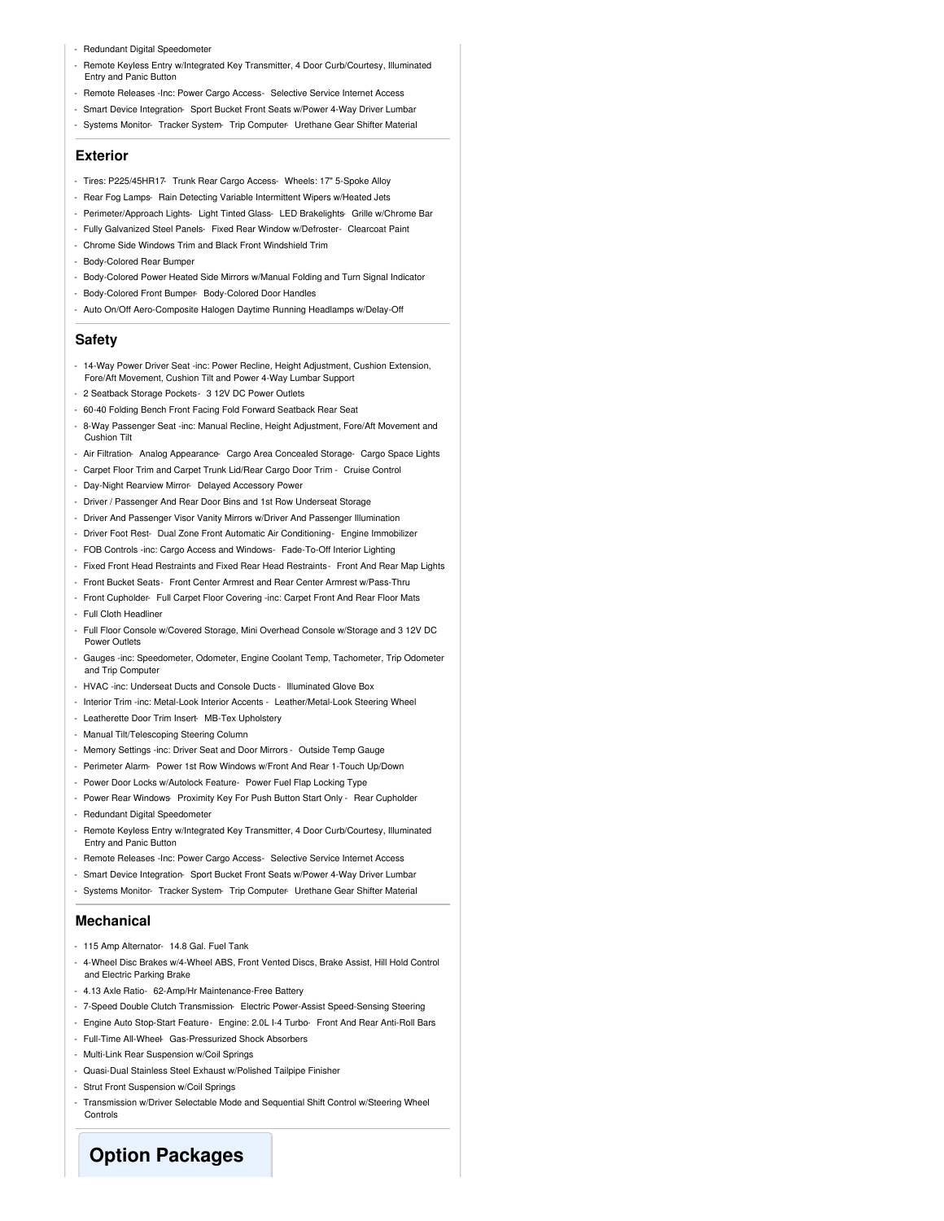- Redundant Digital Speedometer
- Remote Keyless Entry w/Integrated Key Transmitter, 4 Door Curb/Courtesy, Illuminated Entry and Panic Button
- Remote Releases -Inc: Power Cargo Access- Selective Service Internet Access
- Smart Device Integration- Sport Bucket Front Seats w/Power 4-Way Driver Lumbar
- Systems Monitor- Tracker System- Trip Computer- Urethane Gear Shifter Material

## Exterior

- Tires: P225/45HR17- Trunk Rear Cargo Access- Wheels: 17" 5-Spoke Alloy
- Rear Fog Lamps- Rain Detecting Variable Intermittent Wipers w/Heated Jets
- Perimeter/Approach Lights- Light Tinted Glass- LED Brakelights- Grille w/Chrome Bar
- Fully Galvanized Steel Panels- Fixed Rear Window w/Defroster- Clearcoat Paint
- Chrome Side Windows Trim and Black Front Windshield Trim
- Body-Colored Rear Bumper
- Body-Colored Power Heated Side Mirrors w/Manual Folding and Turn Signal Indicator
- Body-Colored Front Bumper- Body-Colored Door Handles
- Auto On/Off Aero-Composite Halogen Daytime Running Headlamps w/Delay-Off

## Safety

- 14-Way Power Driver Seat -inc: Power Recline, Height Adjustment, Cushion Extension, Fore/Aft Movement, Cushion Tilt and Power 4-Way Lumbar Support
- 2 Seatback Storage Pockets- 3 12V DC Power Outlets
- 60-40 Folding Bench Front Facing Fold Forward Seatback Rear Seat
- 8-Way Passenger Seat -inc: Manual Recline, Height Adjustment, Fore/Aft Movement and Cushion Tilt
- Air Filtration- Analog Appearance- Cargo Area Concealed Storage- Cargo Space Lights
- Carpet Floor Trim and Carpet Trunk Lid/Rear Cargo Door Trim - Cruise Control
- Day-Night Rearview Mirror- Delayed Accessory Power
- Driver / Passenger And Rear Door Bins and 1st Row Underseat Storage
- Driver And Passenger Visor Vanity Mirrors w/Driver And Passenger Illumination
- Driver Foot Rest- Dual Zone Front Automatic Air Conditioning- Engine Immobilizer
- FOB Controls -inc: Cargo Access and Windows- Fade-To-Off Interior Lighting
- Fixed Front Head Restraints and Fixed Rear Head Restraints- Front And Rear Map Lights
- Front Bucket Seats- Front Center Armrest and Rear Center Armrest w/Pass-Thru
- Front Cupholder- Full Carpet Floor Covering -inc: Carpet Front And Rear Floor Mats
- Full Cloth Headliner
- Full Floor Console w/Covered Storage, Mini Overhead Console w/Storage and 3 12V DC Power Outlets
- Gauges -inc: Speedometer, Odometer, Engine Coolant Temp, Tachometer, Trip Odometer and Trip Computer
- HVAC -inc: Underseat Ducts and Console Ducts - Illuminated Glove Box
- Interior Trim -inc: Metal-Look Interior Accents - Leather/Metal-Look Steering Wheel
- Leatherette Door Trim Insert- MB-Tex Upholstery
- Manual Tilt/Telescoping Steering Column
- Memory Settings -inc: Driver Seat and Door Mirrors - Outside Temp Gauge
- Perimeter Alarm- Power 1st Row Windows w/Front And Rear 1-Touch Up/Down
- Power Door Locks w/Autolock Feature- Power Fuel Flap Locking Type
- Power Rear Windows- Proximity Key For Push Button Start Only - Rear Cupholder
- Redundant Digital Speedometer
- Remote Keyless Entry w/Integrated Key Transmitter, 4 Door Curb/Courtesy, Illuminated Entry and Panic Button
- Remote Releases -Inc: Power Cargo Access- Selective Service Internet Access
- Smart Device Integration- Sport Bucket Front Seats w/Power 4-Way Driver Lumbar
- Systems Monitor- Tracker System- Trip Computer- Urethane Gear Shifter Material

## Mechanical

- 115 Amp Alternator- 14.8 Gal. Fuel Tank
- 4-Wheel Disc Brakes w/4-Wheel ABS, Front Vented Discs, Brake Assist, Hill Hold Control and Electric Parking Brake
- 4.13 Axle Ratio- 62-Amp/Hr Maintenance-Free Battery
- 7-Speed Double Clutch Transmission- Electric Power-Assist Speed-Sensing Steering
- Engine Auto Stop-Start Feature- Engine: 2.0L I-4 Turbo- Front And Rear Anti-Roll Bars
- Full-Time All-Wheel- Gas-Pressurized Shock Absorbers
- Multi-Link Rear Suspension w/Coil Springs
- Quasi-Dual Stainless Steel Exhaust w/Polished Tailpipe Finisher
- Strut Front Suspension w/Coil Springs
- Transmission w/Driver Selectable Mode and Sequential Shift Control w/Steering Wheel Controls

# Option Packages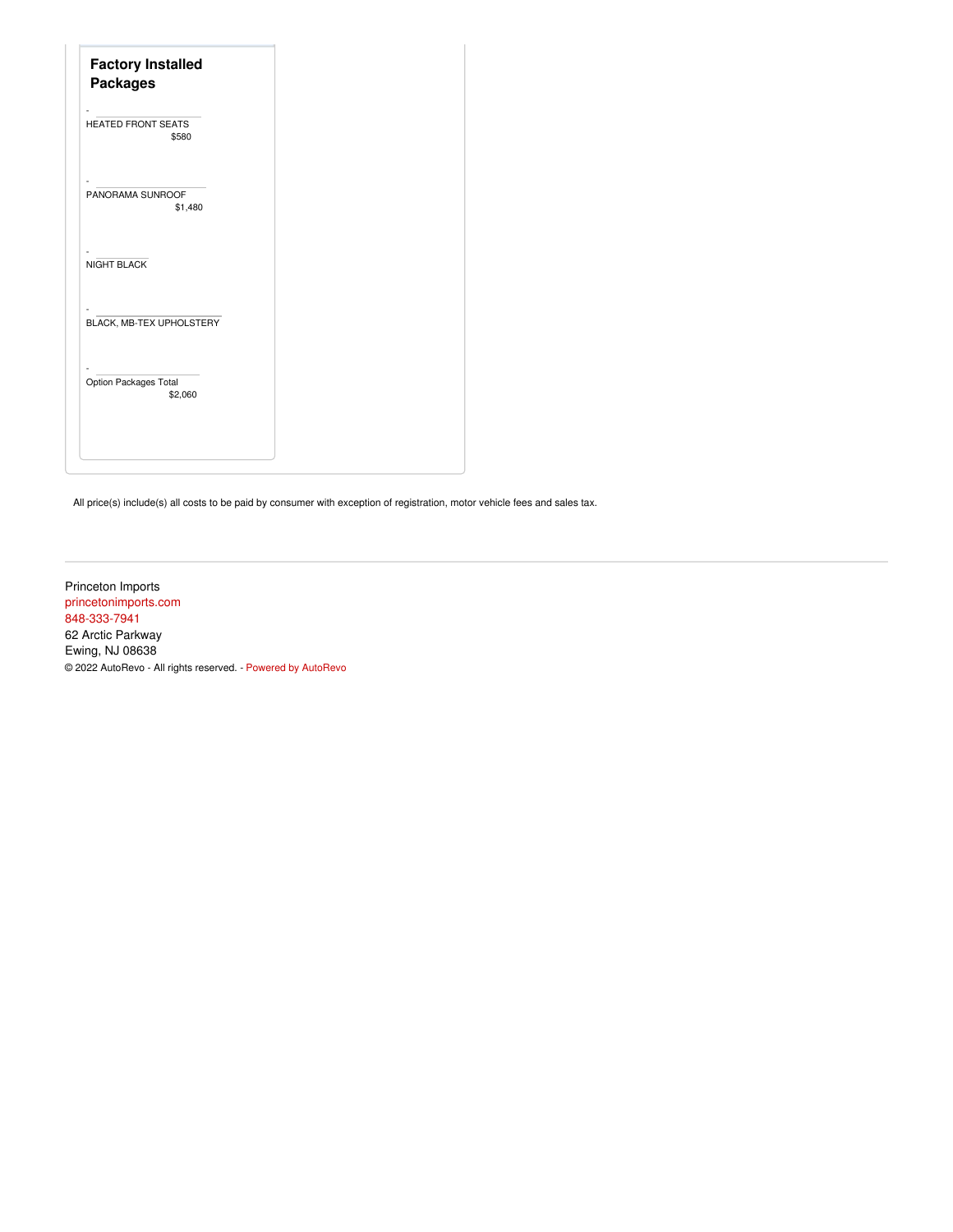## Factory Installed Packages

- HEATED FRONT SEATS
  $580

- PANORAMA SUNROOF
  $1,480

- NIGHT BLACK

- BLACK, MB-TEX UPHOLSTERY

- Option Packages Total
  $2,060

All price(s) include(s) all costs to be paid by consumer with exception of registration, motor vehicle fees and sales tax.

---

Princeton Imports
princetonimports.com
848-333-7941
62 Arctic Parkway
Ewing, NJ 08638
© 2022 AutoRevo - All rights reserved. - Powered by AutoRevo